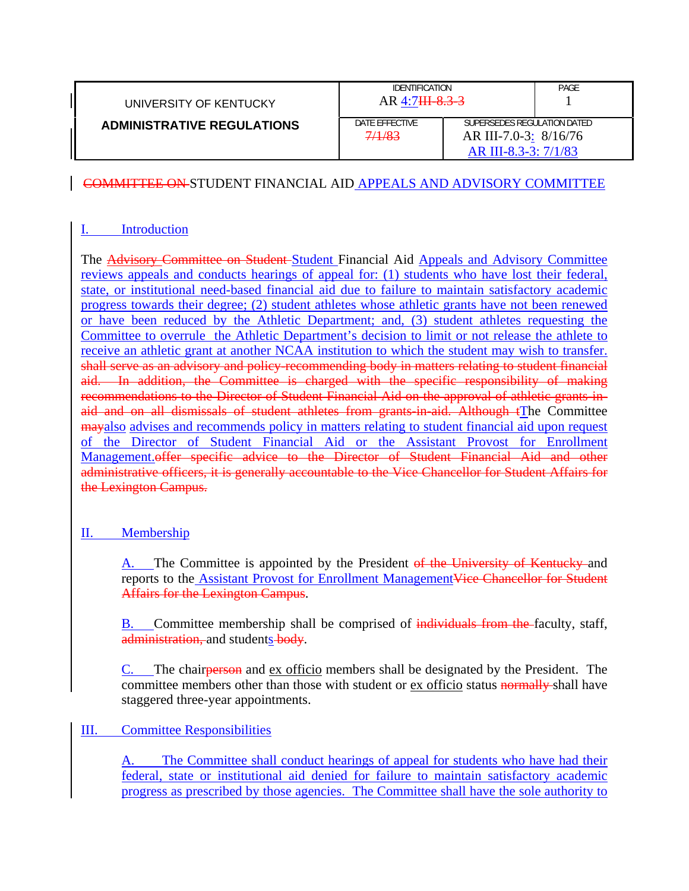| UNIVERSITY OF KENTUCKY | IDENTIFICATION | | PAGE |
|---|---|---|---|
| | AR 4:7~~III-8.3-3~~ | | 1 |
| **ADMINISTRATIVE REGULATIONS** | DATE EFFECTIVE | SUPERSEDES REGULATION DATED | |
| | ~~7/1/83~~ | AR III-7.0-3: 8/16/76<br>AR III-8.3-3: 7/1/83 | |

# ~~COMMITTEE ON~~ STUDENT FINANCIAL AID APPEALS AND ADVISORY COMMITTEE

## I. Introduction

The ~~Advisory Committee on Student~~ Student Financial Aid Appeals and Advisory Committee reviews appeals and conducts hearings of appeal for: (1) students who have lost their federal, state, or institutional need-based financial aid due to failure to maintain satisfactory academic progress towards their degree; (2) student athletes whose athletic grants have not been renewed or have been reduced by the Athletic Department; and, (3) student athletes requesting the Committee to overrule the Athletic Department's decision to limit or not release the athlete to receive an athletic grant at another NCAA institution to which the student may wish to transfer. ~~shall serve as an advisory and policy-recommending body in matters relating to student financial aid. In addition, the Committee is charged with the specific responsibility of making recommendations to the Director of Student Financial Aid on the approval of athletic grants-in-aid and on all dismissals of student athletes from grants-in-aid. Although t~~The Committee ~~may~~also advises and recommends policy in matters relating to student financial aid upon request of the Director of Student Financial Aid or the Assistant Provost for Enrollment Management.~~offer specific advice to the Director of Student Financial Aid and other administrative officers, it is generally accountable to the Vice Chancellor for Student Affairs for the Lexington Campus.~~

## II. Membership

A. The Committee is appointed by the President ~~of the University of Kentucky~~ and reports to the Assistant Provost for Enrollment Management~~Vice Chancellor for Student Affairs for the Lexington Campus~~.

B. Committee membership shall be comprised of ~~individuals from the~~ faculty, staff, ~~administration,~~ and students ~~body~~.

C. The chair~~person~~ and ex officio members shall be designated by the President. The committee members other than those with student or ex officio status ~~normally~~ shall have staggered three-year appointments.

## III. Committee Responsibilities

A. The Committee shall conduct hearings of appeal for students who have had their federal, state or institutional aid denied for failure to maintain satisfactory academic progress as prescribed by those agencies. The Committee shall have the sole authority to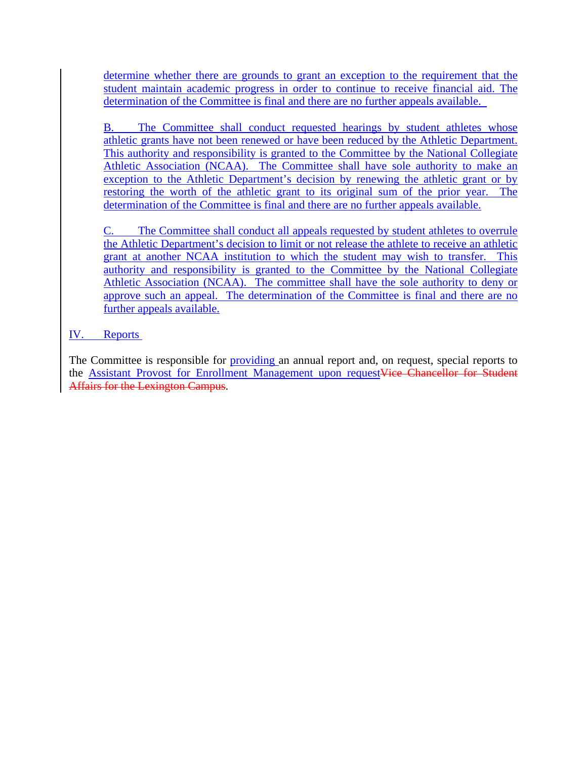determine whether there are grounds to grant an exception to the requirement that the student maintain academic progress in order to continue to receive financial aid. The determination of the Committee is final and there are no further appeals available.

B. The Committee shall conduct requested hearings by student athletes whose athletic grants have not been renewed or have been reduced by the Athletic Department. This authority and responsibility is granted to the Committee by the National Collegiate Athletic Association (NCAA). The Committee shall have sole authority to make an exception to the Athletic Department's decision by renewing the athletic grant or by restoring the worth of the athletic grant to its original sum of the prior year. The determination of the Committee is final and there are no further appeals available.

C. The Committee shall conduct all appeals requested by student athletes to overrule the Athletic Department's decision to limit or not release the athlete to receive an athletic grant at another NCAA institution to which the student may wish to transfer. This authority and responsibility is granted to the Committee by the National Collegiate Athletic Association (NCAA). The committee shall have the sole authority to deny or approve such an appeal. The determination of the Committee is final and there are no further appeals available.

## IV. Reports

The Committee is responsible for providing an annual report and, on request, special reports to the Assistant Provost for Enrollment Management upon request~~Vice Chancellor for Student Affairs for the Lexington Campus~~.